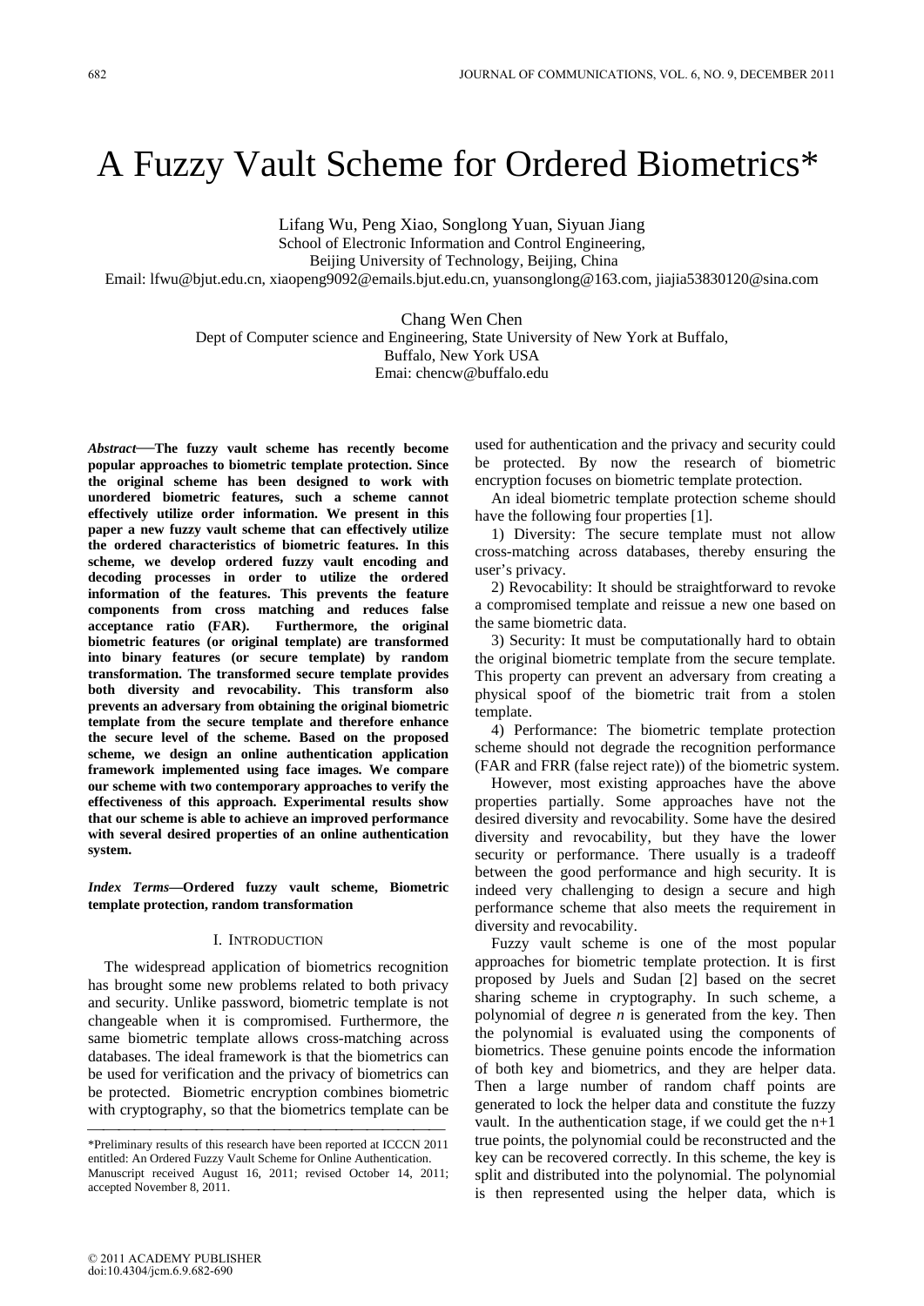# A Fuzzy Vault Scheme for Ordered Biometrics*

Lifang Wu, Peng Xiao, Songlong Yuan, Siyuan Jiang
School of Electronic Information and Control Engineering,
Beijing University of Technology, Beijing, China
Email: lfwu@bjut.edu.cn, xiaopeng9092@emails.bjut.edu.cn, yuansonglong@163.com, jiajia53830120@sina.com

Chang Wen Chen
Dept of Computer science and Engineering, State University of New York at Buffalo,
Buffalo, New York USA
Emai: chencw@buffalo.edu

***Abstract*—The fuzzy vault scheme has recently become popular approaches to biometric template protection. Since the original scheme has been designed to work with unordered biometric features, such a scheme cannot effectively utilize order information. We present in this paper a new fuzzy vault scheme that can effectively utilize the ordered characteristics of biometric features. In this scheme, we develop ordered fuzzy vault encoding and decoding processes in order to utilize the ordered information of the features. This prevents the feature components from cross matching and reduces false acceptance ratio (FAR). Furthermore, the original biometric features (or original template) are transformed into binary features (or secure template) by random transformation. The transformed secure template provides both diversity and revocability. This transform also prevents an adversary from obtaining the original biometric template from the secure template and therefore enhance the secure level of the scheme. Based on the proposed scheme, we design an online authentication application framework implemented using face images. We compare our scheme with two contemporary approaches to verify the effectiveness of this approach. Experimental results show that our scheme is able to achieve an improved performance with several desired properties of an online authentication system.**

***Index Terms*—Ordered fuzzy vault scheme, Biometric template protection, random transformation**

## I. Introduction

The widespread application of biometrics recognition has brought some new problems related to both privacy and security. Unlike password, biometric template is not changeable when it is compromised. Furthermore, the same biometric template allows cross-matching across databases. The ideal framework is that the biometrics can be used for verification and the privacy of biometrics can be protected. Biometric encryption combines biometric with cryptography, so that the biometrics template can be used for authentication and the privacy and security could be protected. By now the research of biometric encryption focuses on biometric template protection.

An ideal biometric template protection scheme should have the following four properties [1].

1) Diversity: The secure template must not allow cross-matching across databases, thereby ensuring the user's privacy.

2) Revocability: It should be straightforward to revoke a compromised template and reissue a new one based on the same biometric data.

3) Security: It must be computationally hard to obtain the original biometric template from the secure template. This property can prevent an adversary from creating a physical spoof of the biometric trait from a stolen template.

4) Performance: The biometric template protection scheme should not degrade the recognition performance (FAR and FRR (false reject rate)) of the biometric system.

However, most existing approaches have the above properties partially. Some approaches have not the desired diversity and revocability. Some have the desired diversity and revocability, but they have the lower security or performance. There usually is a tradeoff between the good performance and high security. It is indeed very challenging to design a secure and high performance scheme that also meets the requirement in diversity and revocability.

Fuzzy vault scheme is one of the most popular approaches for biometric template protection. It is first proposed by Juels and Sudan [2] based on the secret sharing scheme in cryptography. In such scheme, a polynomial of degree *n* is generated from the key. Then the polynomial is evaluated using the components of biometrics. These genuine points encode the information of both key and biometrics, and they are helper data. Then a large number of random chaff points are generated to lock the helper data and constitute the fuzzy vault. In the authentication stage, if we could get the n+1 true points, the polynomial could be reconstructed and the key can be recovered correctly. In this scheme, the key is split and distributed into the polynomial. The polynomial is then represented using the helper data, which is

*Preliminary results of this research have been reported at ICCCN 2011 entitled: An Ordered Fuzzy Vault Scheme for Online Authentication.
Manuscript received August 16, 2011; revised October 14, 2011; accepted November 8, 2011.

© 2011 ACADEMY PUBLISHER
doi:10.4304/jcm.6.9.682-690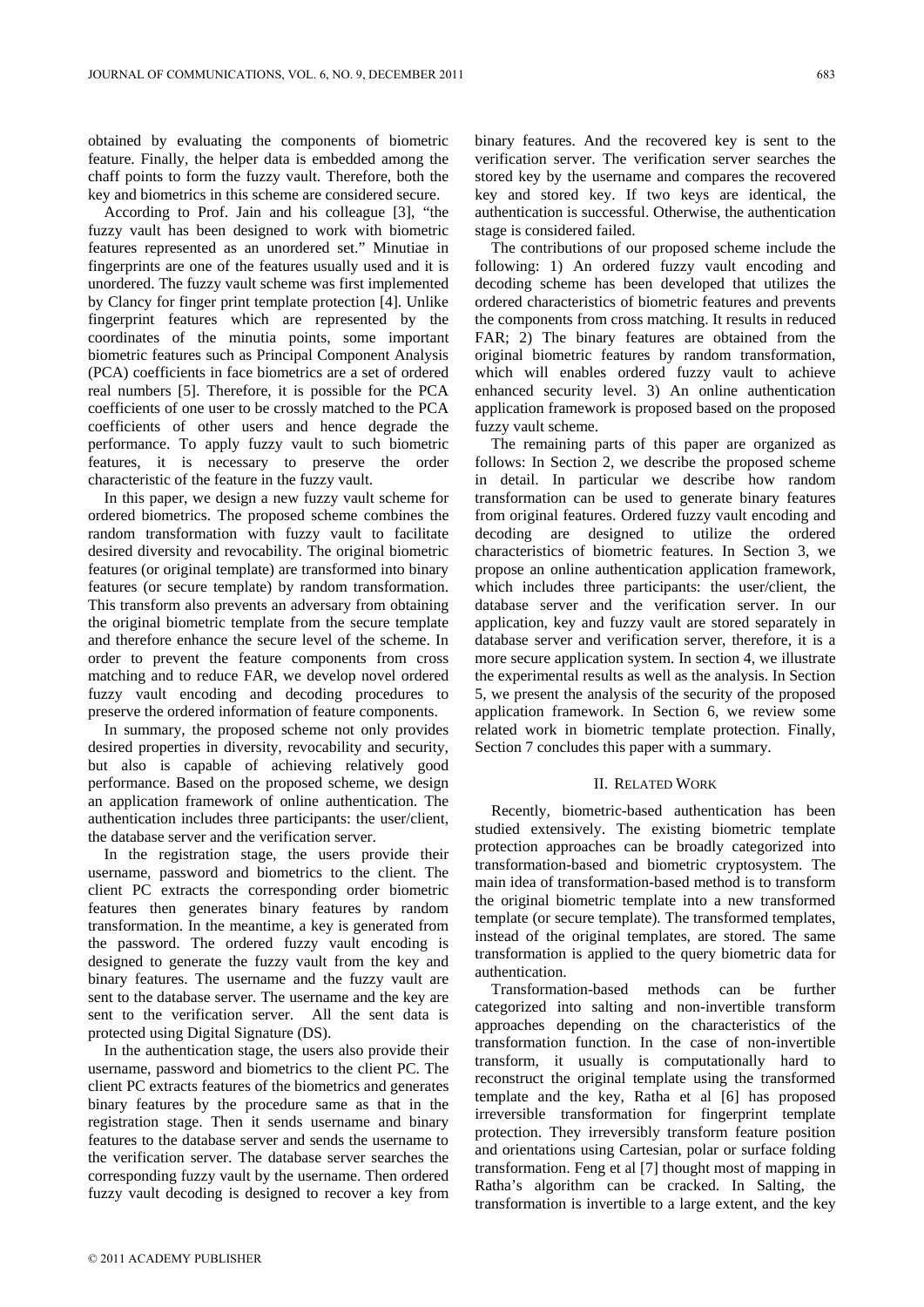obtained by evaluating the components of biometric feature. Finally, the helper data is embedded among the chaff points to form the fuzzy vault. Therefore, both the key and biometrics in this scheme are considered secure.

According to Prof. Jain and his colleague [3], "the fuzzy vault has been designed to work with biometric features represented as an unordered set." Minutiae in fingerprints are one of the features usually used and it is unordered. The fuzzy vault scheme was first implemented by Clancy for finger print template protection [4]. Unlike fingerprint features which are represented by the coordinates of the minutia points, some important biometric features such as Principal Component Analysis (PCA) coefficients in face biometrics are a set of ordered real numbers [5]. Therefore, it is possible for the PCA coefficients of one user to be crossly matched to the PCA coefficients of other users and hence degrade the performance. To apply fuzzy vault to such biometric features, it is necessary to preserve the order characteristic of the feature in the fuzzy vault.

In this paper, we design a new fuzzy vault scheme for ordered biometrics. The proposed scheme combines the random transformation with fuzzy vault to facilitate desired diversity and revocability. The original biometric features (or original template) are transformed into binary features (or secure template) by random transformation. This transform also prevents an adversary from obtaining the original biometric template from the secure template and therefore enhance the secure level of the scheme. In order to prevent the feature components from cross matching and to reduce FAR, we develop novel ordered fuzzy vault encoding and decoding procedures to preserve the ordered information of feature components.

In summary, the proposed scheme not only provides desired properties in diversity, revocability and security, but also is capable of achieving relatively good performance. Based on the proposed scheme, we design an application framework of online authentication. The authentication includes three participants: the user/client, the database server and the verification server.

In the registration stage, the users provide their username, password and biometrics to the client. The client PC extracts the corresponding order biometric features then generates binary features by random transformation. In the meantime, a key is generated from the password. The ordered fuzzy vault encoding is designed to generate the fuzzy vault from the key and binary features. The username and the fuzzy vault are sent to the database server. The username and the key are sent to the verification server. All the sent data is protected using Digital Signature (DS).

In the authentication stage, the users also provide their username, password and biometrics to the client PC. The client PC extracts features of the biometrics and generates binary features by the procedure same as that in the registration stage. Then it sends username and binary features to the database server and sends the username to the verification server. The database server searches the corresponding fuzzy vault by the username. Then ordered fuzzy vault decoding is designed to recover a key from binary features. And the recovered key is sent to the verification server. The verification server searches the stored key by the username and compares the recovered key and stored key. If two keys are identical, the authentication is successful. Otherwise, the authentication stage is considered failed.

The contributions of our proposed scheme include the following: 1) An ordered fuzzy vault encoding and decoding scheme has been developed that utilizes the ordered characteristics of biometric features and prevents the components from cross matching. It results in reduced FAR; 2) The binary features are obtained from the original biometric features by random transformation, which will enables ordered fuzzy vault to achieve enhanced security level. 3) An online authentication application framework is proposed based on the proposed fuzzy vault scheme.

The remaining parts of this paper are organized as follows: In Section 2, we describe the proposed scheme in detail. In particular we describe how random transformation can be used to generate binary features from original features. Ordered fuzzy vault encoding and decoding are designed to utilize the ordered characteristics of biometric features. In Section 3, we propose an online authentication application framework, which includes three participants: the user/client, the database server and the verification server. In our application, key and fuzzy vault are stored separately in database server and verification server, therefore, it is a more secure application system. In section 4, we illustrate the experimental results as well as the analysis. In Section 5, we present the analysis of the security of the proposed application framework. In Section 6, we review some related work in biometric template protection. Finally, Section 7 concludes this paper with a summary.

## II. Related Work

Recently, biometric-based authentication has been studied extensively. The existing biometric template protection approaches can be broadly categorized into transformation-based and biometric cryptosystem. The main idea of transformation-based method is to transform the original biometric template into a new transformed template (or secure template). The transformed templates, instead of the original templates, are stored. The same transformation is applied to the query biometric data for authentication.

Transformation-based methods can be further categorized into salting and non-invertible transform approaches depending on the characteristics of the transformation function. In the case of non-invertible transform, it usually is computationally hard to reconstruct the original template using the transformed template and the key, Ratha et al [6] has proposed irreversible transformation for fingerprint template protection. They irreversibly transform feature position and orientations using Cartesian, polar or surface folding transformation. Feng et al [7] thought most of mapping in Ratha's algorithm can be cracked. In Salting, the transformation is invertible to a large extent, and the key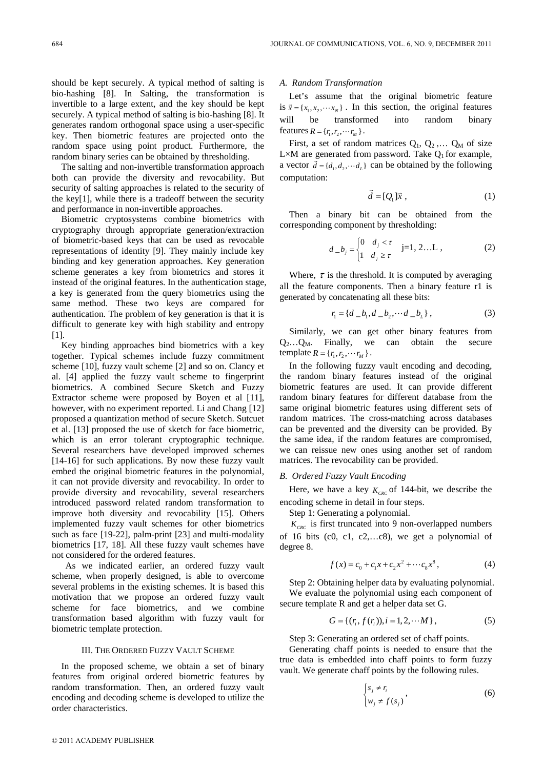should be kept securely. A typical method of salting is bio-hashing [8]. In Salting, the transformation is invertible to a large extent, and the key should be kept securely. A typical method of salting is bio-hashing [8]. It generates random orthogonal space using a user-specific key. Then biometric features are projected onto the random space using point product. Furthermore, the random binary series can be obtained by thresholding.

The salting and non-invertible transformation approach both can provide the diversity and revocability. But security of salting approaches is related to the security of the key[1], while there is a tradeoff between the security and performance in non-invertible approaches.

Biometric cryptosystems combine biometrics with cryptography through appropriate generation/extraction of biometric-based keys that can be used as revocable representations of identity [9]. They mainly include key binding and key generation approaches. Key generation scheme generates a key from biometrics and stores it instead of the original features. In the authentication stage, a key is generated from the query biometrics using the same method. These two keys are compared for authentication. The problem of key generation is that it is difficult to generate key with high stability and entropy [1].

Key binding approaches bind biometrics with a key together. Typical schemes include fuzzy commitment scheme [10], fuzzy vault scheme [2] and so on. Clancy et al. [4] applied the fuzzy vault scheme to fingerprint biometrics. A combined Secure Sketch and Fuzzy Extractor scheme were proposed by Boyen et al [11], however, with no experiment reported. Li and Chang [12] proposed a quantization method of secure Sketch. Sutcuet et al. [13] proposed the use of sketch for face biometric, which is an error tolerant cryptographic technique. Several researchers have developed improved schemes [14-16] for such applications. By now these fuzzy vault embed the original biometric features in the polynomial, it can not provide diversity and revocability. In order to provide diversity and revocability, several researchers introduced password related random transformation to improve both diversity and revocability [15]. Others implemented fuzzy vault schemes for other biometrics such as face [19-22], palm-print [23] and multi-modality biometrics [17, 18]. All these fuzzy vault schemes have not considered for the ordered features.

As we indicated earlier, an ordered fuzzy vault scheme, when properly designed, is able to overcome several problems in the existing schemes. It is based this motivation that we propose an ordered fuzzy vault scheme for face biometrics, and we combine transformation based algorithm with fuzzy vault for biometric template protection.

## III. The Ordered Fuzzy Vault Scheme

In the proposed scheme, we obtain a set of binary features from original ordered biometric features by random transformation. Then, an ordered fuzzy vault encoding and decoding scheme is developed to utilize the order characteristics.

### A. Random Transformation

Let's assume that the original biometric feature is $\vec{x} = \{x_1, x_2, \cdots x_N\}$. In this section, the original features will be transformed into random binary features $R = \{r_1, r_2, \cdots r_M\}$.

First, a set of random matrices $Q_1$, $Q_2$ ,… $Q_M$ of size L×M are generated from password. Take $Q_1$ for example, a vector $\vec{d} = \{d_1, d_2, \cdots d_L\}$ can be obtained by the following computation:

$$\vec{d} = [Q_1]\vec{x} \ , \tag{1}$$

Then a binary bit can be obtained from the corresponding component by thresholding:

$$d\_b_j = \begin{cases} 0 & d_j < \tau \\ 1 & d_j \ge \tau \end{cases} \quad \text{j=1, 2…L} \ , \tag{2}$$

Where, $\tau$ is the threshold. It is computed by averaging all the feature components. Then a binary feature r1 is generated by concatenating all these bits:

$$r_1 = \{d\_b_1, d\_b_2, \cdots d\_b_L\} \ , \tag{3}$$

Similarly, we can get other binary features from $Q_2$…$Q_M$. Finally, we can obtain the secure template $R = \{r_1, r_2, \cdots r_M\}$.

In the following fuzzy vault encoding and decoding, the random binary features instead of the original biometric features are used. It can provide different random binary features for different database from the same original biometric features using different sets of random matrices. The cross-matching across databases can be prevented and the diversity can be provided. By the same idea, if the random features are compromised, we can reissue new ones using another set of random matrices. The revocability can be provided.

### B. Ordered Fuzzy Vault Encoding

Here, we have a key $K_{CRC}$ of 144-bit, we describe the encoding scheme in detail in four steps.

Step 1: Generating a polynomial.

$K_{CRC}$ is first truncated into 9 non-overlapped numbers of 16 bits (c0, c1, c2,…c8), we get a polynomial of degree 8.

$$f(x) = c_0 + c_1 x + c_2 x^2 + \cdots c_8 x^8 \ , \tag{4}$$

Step 2: Obtaining helper data by evaluating polynomial.

We evaluate the polynomial using each component of secure template R and get a helper data set G.

$$G = \{(r_i, f(r_i)), i = 1, 2, \cdots M\} \ , \tag{5}$$

Step 3: Generating an ordered set of chaff points.

Generating chaff points is needed to ensure that the true data is embedded into chaff points to form fuzzy vault. We generate chaff points by the following rules.

$$\begin{cases} s_j \ne r_i \\ w_j \ne f(s_j) \end{cases} , \tag{6}$$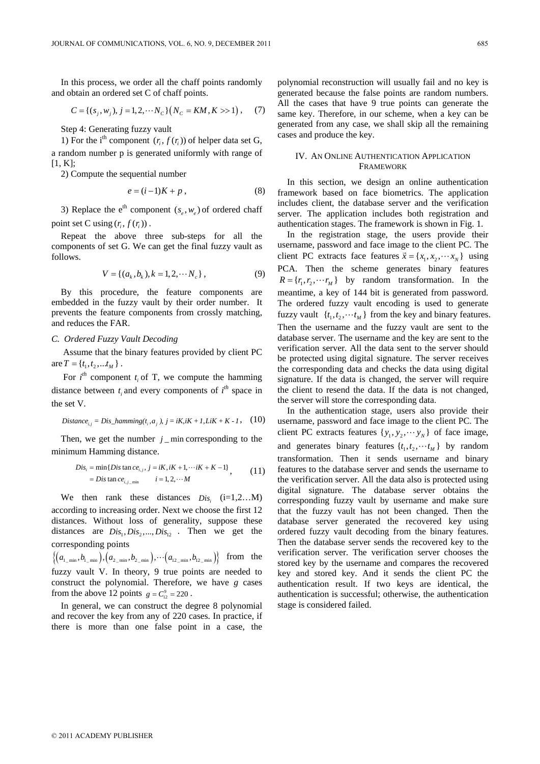In this process, we order all the chaff points randomly and obtain an ordered set C of chaff points.

$$C = \{(s_j, w_j),\ j = 1, 2, \cdots N_C\}\left(N_C = KM, K >> 1\right), \quad (7)$$

Step 4: Generating fuzzy vault

1) For the i[th] component $(r_i, f(r_i))$ of helper data set G, a random number p is generated uniformly with range of [1, K];

2) Compute the sequential number

$$e = (i-1)K + p, \quad (8)$$

3) Replace the e[th] component $(s_e, w_e)$ of ordered chaff point set C using $(r_i, f(r_i))$.

Repeat the above three sub-steps for all the components of set G. We can get the final fuzzy vault as follows.

$$V = \{(a_k, b_k), k = 1, 2, \cdots N_c\}, \quad (9)$$

By this procedure, the feature components are embedded in the fuzzy vault by their order number. It prevents the feature components from crossly matching, and reduces the FAR.

### *C. Ordered Fuzzy Vault Decoding*

Assume that the binary features provided by client PC are $T = \{t_1, t_2, \ldots t_M\}$.

For $i^{th}$ component $t_i$ of T, we compute the hamming distance between $t_i$ and every components of $i^{th}$ space in the set V.

$$Distance_{i,j} = Dis\_hamming(t_i, a_j),\ j = iK, iK+1, LiK+K-1, \quad (10)$$

Then, we get the number $j\_\min$ corresponding to the minimum Hamming distance.

$$\begin{aligned} Dis_i &= \min\{Distance_{i,j},\ j = iK, iK+1, \cdots iK+K-1\} \\ &= Distance_{i,j\_\min} \qquad i = 1, 2, \cdots M \end{aligned}, \quad (11)$$

We then rank these distances $Dis_i$ (i=1,2…M) according to increasing order. Next we choose the first 12 distances. Without loss of generality, suppose these distances are $Dis_1, Dis_2, \ldots, Dis_{12}$. Then we get the corresponding points $\left\{\left(a_{1\_\min}, b_{1\_\min}\right), \left(a_{2\_\min}, b_{2\_\min}\right), \cdots \left(a_{12\_\min}, b_{12\_\min}\right)\right\}$ from the fuzzy vault V. In theory, 9 true points are needed to construct the polynomial. Therefore, we have $g$ cases from the above 12 points $g = C_{12}^{9} = 220$.

In general, we can construct the degree 8 polynomial and recover the key from any of 220 cases. In practice, if there is more than one false point in a case, the polynomial reconstruction will usually fail and no key is generated because the false points are random numbers. All the cases that have 9 true points can generate the same key. Therefore, in our scheme, when a key can be generated from any case, we shall skip all the remaining cases and produce the key.

## IV. An Online Authentication Application Framework

In this section, we design an online authentication framework based on face biometrics. The application includes client, the database server and the verification server. The application includes both registration and authentication stages. The framework is shown in Fig. 1.

In the registration stage, the users provide their username, password and face image to the client PC. The client PC extracts face features $\vec{x} = \{x_1, x_2, \cdots x_N\}$ using PCA. Then the scheme generates binary features $R = \{r_1, r_2, \cdots r_M\}$ by random transformation. In the meantime, a key of 144 bit is generated from password. The ordered fuzzy vault encoding is used to generate fuzzy vault $\{t_1, t_2, \cdots t_M\}$ from the key and binary features. Then the username and the fuzzy vault are sent to the database server. The username and the key are sent to the verification server. All the data sent to the server should be protected using digital signature. The server receives the corresponding data and checks the data using digital signature. If the data is changed, the server will require the client to resend the data. If the data is not changed, the server will store the corresponding data.

In the authentication stage, users also provide their username, password and face image to the client PC. The client PC extracts features $\{y_1, y_2, \cdots y_N\}$ of face image, and generates binary features $\{t_1, t_2, \cdots t_M\}$ by random transformation. Then it sends username and binary features to the database server and sends the username to the verification server. All the data also is protected using digital signature. The database server obtains the corresponding fuzzy vault by username and make sure that the fuzzy vault has not been changed. Then the database server generated the recovered key using ordered fuzzy vault decoding from the binary features. Then the database server sends the recovered key to the verification server. The verification server chooses the stored key by the username and compares the recovered key and stored key. And it sends the client PC the authentication result. If two keys are identical, the authentication is successful; otherwise, the authentication stage is considered failed.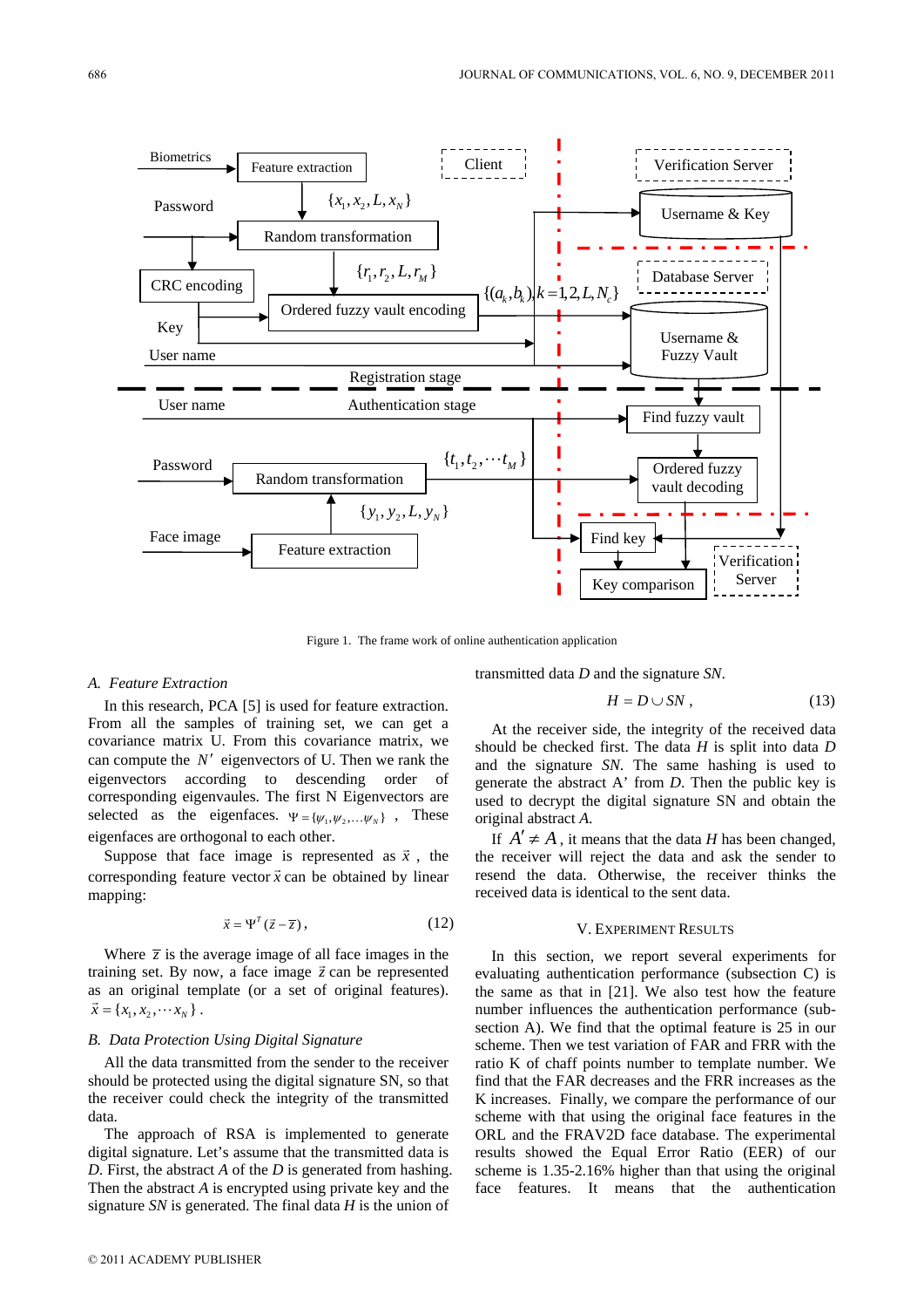Figure 1. The frame work of online authentication application

### A. Feature Extraction

In this research, PCA [5] is used for feature extraction. From all the samples of training set, we can get a covariance matrix U. From this covariance matrix, we can compute the $N'$ eigenvectors of U. Then we rank the eigenvectors according to descending order of corresponding eigenvaules. The first N Eigenvectors are selected as the eigenfaces. $\Psi = \{\psi_1, \psi_2, \ldots \psi_N\}$ , These eigenfaces are orthogonal to each other.

Suppose that face image is represented as $\vec{x}$ , the corresponding feature vector $\vec{x}$ can be obtained by linear mapping:

$$\vec{x} = \Psi^T(\vec{z} - \overline{z}), \tag{12}$$

Where $\overline{z}$ is the average image of all face images in the training set. By now, a face image $\vec{z}$ can be represented as an original template (or a set of original features). $\vec{x} = \{x_1, x_2, \cdots x_N\}$ .

### B. Data Protection Using Digital Signature

All the data transmitted from the sender to the receiver should be protected using the digital signature SN, so that the receiver could check the integrity of the transmitted data.

The approach of RSA is implemented to generate digital signature. Let's assume that the transmitted data is *D*. First, the abstract *A* of the *D* is generated from hashing. Then the abstract *A* is encrypted using private key and the signature *SN* is generated. The final data *H* is the union of transmitted data *D* and the signature *SN*.

$$H = D \cup SN, \tag{13}$$

At the receiver side, the integrity of the received data should be checked first. The data *H* is split into data *D* and the signature *SN*. The same hashing is used to generate the abstract A' from *D*. Then the public key is used to decrypt the digital signature SN and obtain the original abstract *A*.

If $A' \neq A$, it means that the data *H* has been changed, the receiver will reject the data and ask the sender to resend the data. Otherwise, the receiver thinks the received data is identical to the sent data.

## V. Experiment Results

In this section, we report several experiments for evaluating authentication performance (subsection C) is the same as that in [21]. We also test how the feature number influences the authentication performance (subsection A). We find that the optimal feature is 25 in our scheme. Then we test variation of FAR and FRR with the ratio K of chaff points number to template number. We find that the FAR decreases and the FRR increases as the K increases. Finally, we compare the performance of our scheme with that using the original face features in the ORL and the FRAV2D face database. The experimental results showed that the Equal Error Ratio (EER) of our scheme is 1.35-2.16% higher than that using the original face features. It means that the authentication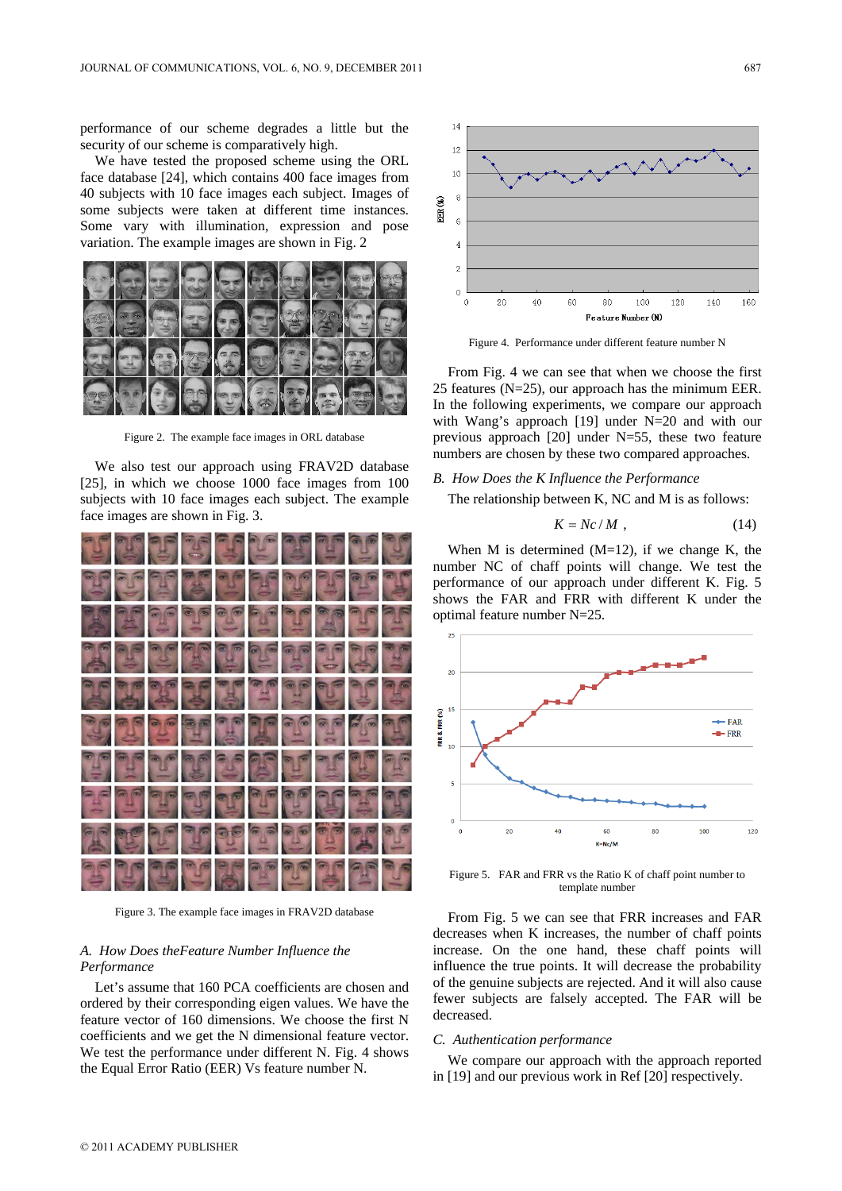performance of our scheme degrades a little but the security of our scheme is comparatively high.

We have tested the proposed scheme using the ORL face database [24], which contains 400 face images from 40 subjects with 10 face images each subject. Images of some subjects were taken at different time instances. Some vary with illumination, expression and pose variation. The example images are shown in Fig. 2

Figure 2. The example face images in ORL database

We also test our approach using FRAV2D database [25], in which we choose 1000 face images from 100 subjects with 10 face images each subject. The example face images are shown in Fig. 3.

Figure 3. The example face images in FRAV2D database

### A. How Does theFeature Number Influence the Performance

Let's assume that 160 PCA coefficients are chosen and ordered by their corresponding eigen values. We have the feature vector of 160 dimensions. We choose the first N coefficients and we get the N dimensional feature vector. We test the performance under different N. Fig. 4 shows the Equal Error Ratio (EER) Vs feature number N.

Figure 4. Performance under different feature number N

From Fig. 4 we can see that when we choose the first 25 features (N=25), our approach has the minimum EER. In the following experiments, we compare our approach with Wang's approach [19] under N=20 and with our previous approach [20] under N=55, these two feature numbers are chosen by these two compared approaches.

### B. How Does the K Influence the Performance

The relationship between K, NC and M is as follows:

$$K = Nc / M \,, \tag{14}$$

When M is determined (M=12), if we change K, the number NC of chaff points will change. We test the performance of our approach under different K. Fig. 5 shows the FAR and FRR with different K under the optimal feature number N=25.

Figure 5. FAR and FRR vs the Ratio K of chaff point number to template number

From Fig. 5 we can see that FRR increases and FAR decreases when K increases, the number of chaff points increase. On the one hand, these chaff points will influence the true points. It will decrease the probability of the genuine subjects are rejected. And it will also cause fewer subjects are falsely accepted. The FAR will be decreased.

### C. Authentication performance

We compare our approach with the approach reported in [19] and our previous work in Ref [20] respectively.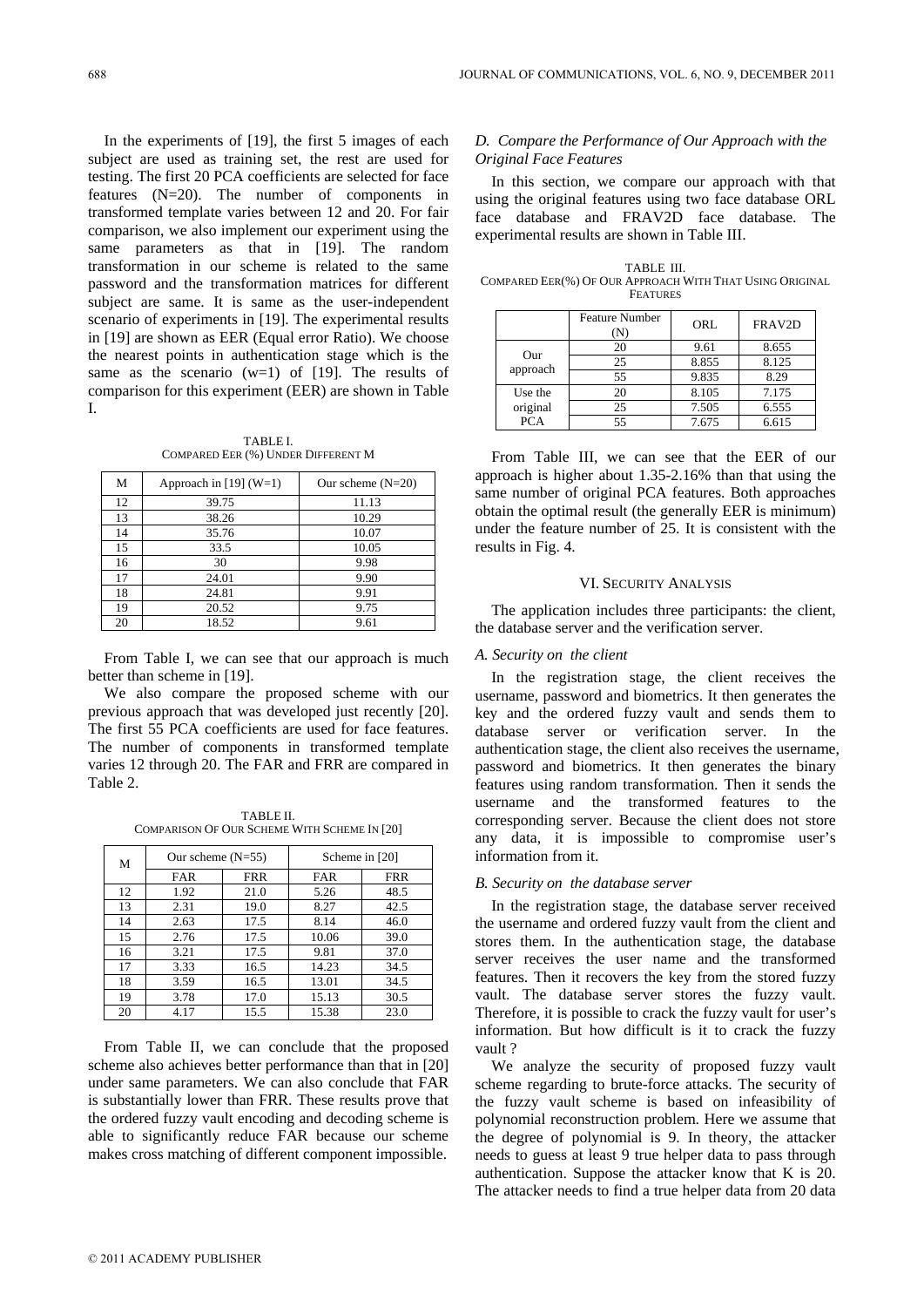In the experiments of [19], the first 5 images of each subject are used as training set, the rest are used for testing. The first 20 PCA coefficients are selected for face features (N=20). The number of components in transformed template varies between 12 and 20. For fair comparison, we also implement our experiment using the same parameters as that in [19]. The random transformation in our scheme is related to the same password and the transformation matrices for different subject are same. It is same as the user-independent scenario of experiments in [19]. The experimental results in [19] are shown as EER (Equal error Ratio). We choose the nearest points in authentication stage which is the same as the scenario (w=1) of [19]. The results of comparison for this experiment (EER) are shown in Table I.

TABLE I.
COMPARED EER (%) UNDER DIFFERENT M

| M | Approach in [19] (W=1) | Our scheme (N=20) |
|---|---|---|
| 12 | 39.75 | 11.13 |
| 13 | 38.26 | 10.29 |
| 14 | 35.76 | 10.07 |
| 15 | 33.5 | 10.05 |
| 16 | 30 | 9.98 |
| 17 | 24.01 | 9.90 |
| 18 | 24.81 | 9.91 |
| 19 | 20.52 | 9.75 |
| 20 | 18.52 | 9.61 |

From Table I, we can see that our approach is much better than scheme in [19].

We also compare the proposed scheme with our previous approach that was developed just recently [20]. The first 55 PCA coefficients are used for face features. The number of components in transformed template varies 12 through 20. The FAR and FRR are compared in Table 2.

TABLE II.
COMPARISON OF OUR SCHEME WITH SCHEME IN [20]

| M | Our scheme (N=55) | | Scheme in [20] | |
|---|---|---|---|---|
| | FAR | FRR | FAR | FRR |
| 12 | 1.92 | 21.0 | 5.26 | 48.5 |
| 13 | 2.31 | 19.0 | 8.27 | 42.5 |
| 14 | 2.63 | 17.5 | 8.14 | 46.0 |
| 15 | 2.76 | 17.5 | 10.06 | 39.0 |
| 16 | 3.21 | 17.5 | 9.81 | 37.0 |
| 17 | 3.33 | 16.5 | 14.23 | 34.5 |
| 18 | 3.59 | 16.5 | 13.01 | 34.5 |
| 19 | 3.78 | 17.0 | 15.13 | 30.5 |
| 20 | 4.17 | 15.5 | 15.38 | 23.0 |

From Table II, we can conclude that the proposed scheme also achieves better performance than that in [20] under same parameters. We can also conclude that FAR is substantially lower than FRR. These results prove that the ordered fuzzy vault encoding and decoding scheme is able to significantly reduce FAR because our scheme makes cross matching of different component impossible.

### *D. Compare the Performance of Our Approach with the Original Face Features*

In this section, we compare our approach with that using the original features using two face database ORL face database and FRAV2D face database. The experimental results are shown in Table III.

TABLE III.
COMPARED EER(%) OF OUR APPROACH WITH THAT USING ORIGINAL FEATURES

| | Feature Number (N) | ORL | FRAV2D |
|---|---|---|---|
| Our approach | 20 | 9.61 | 8.655 |
| | 25 | 8.855 | 8.125 |
| | 55 | 9.835 | 8.29 |
| Use the original PCA | 20 | 8.105 | 7.175 |
| | 25 | 7.505 | 6.555 |
| | 55 | 7.675 | 6.615 |

From Table III, we can see that the EER of our approach is higher about 1.35-2.16% than that using the same number of original PCA features. Both approaches obtain the optimal result (the generally EER is minimum) under the feature number of 25. It is consistent with the results in Fig. 4.

## VI. SECURITY ANALYSIS

The application includes three participants: the client, the database server and the verification server.

### *A. Security on the client*

In the registration stage, the client receives the username, password and biometrics. It then generates the key and the ordered fuzzy vault and sends them to database server or verification server. In the authentication stage, the client also receives the username, password and biometrics. It then generates the binary features using random transformation. Then it sends the username and the transformed features to the corresponding server. Because the client does not store any data, it is impossible to compromise user's information from it.

### *B. Security on the database server*

In the registration stage, the database server received the username and ordered fuzzy vault from the client and stores them. In the authentication stage, the database server receives the user name and the transformed features. Then it recovers the key from the stored fuzzy vault. The database server stores the fuzzy vault. Therefore, it is possible to crack the fuzzy vault for user's information. But how difficult is it to crack the fuzzy vault ?

We analyze the security of proposed fuzzy vault scheme regarding to brute-force attacks. The security of the fuzzy vault scheme is based on infeasibility of polynomial reconstruction problem. Here we assume that the degree of polynomial is 9. In theory, the attacker needs to guess at least 9 true helper data to pass through authentication. Suppose the attacker know that K is 20. The attacker needs to find a true helper data from 20 data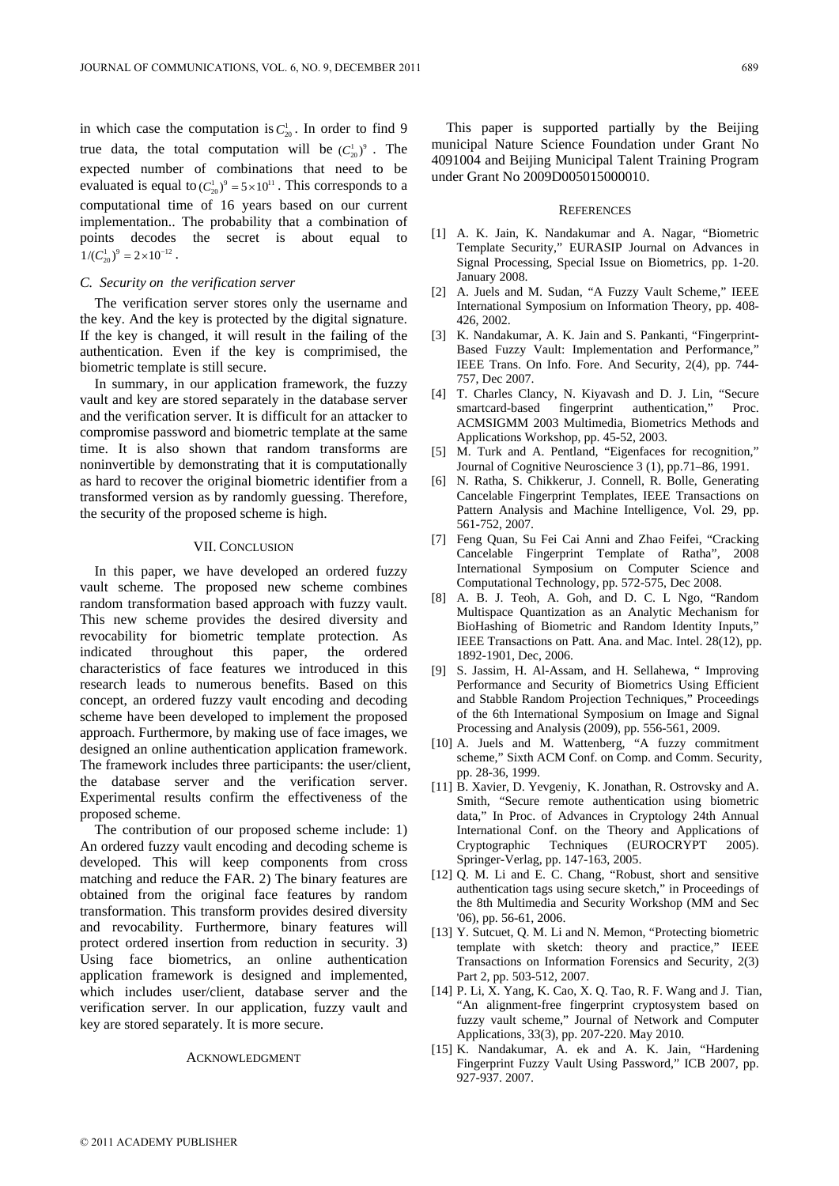in which case the computation is $C_{20}^{1}$. In order to find 9 true data, the total computation will be $(C_{20}^{1})^{9}$. The expected number of combinations that need to be evaluated is equal to $(C_{20}^{1})^{9} = 5 \times 10^{11}$. This corresponds to a computational time of 16 years based on our current implementation.. The probability that a combination of points decodes the secret is about equal to $1/(C_{20}^{1})^{9} = 2 \times 10^{-12}$.

### *C. Security on the verification server*

The verification server stores only the username and the key. And the key is protected by the digital signature. If the key is changed, it will result in the failing of the authentication. Even if the key is comprimised, the biometric template is still secure.

In summary, in our application framework, the fuzzy vault and key are stored separately in the database server and the verification server. It is difficult for an attacker to compromise password and biometric template at the same time. It is also shown that random transforms are noninvertible by demonstrating that it is computationally as hard to recover the original biometric identifier from a transformed version as by randomly guessing. Therefore, the security of the proposed scheme is high.

## VII. Conclusion

In this paper, we have developed an ordered fuzzy vault scheme. The proposed new scheme combines random transformation based approach with fuzzy vault. This new scheme provides the desired diversity and revocability for biometric template protection. As indicated throughout this paper, the ordered characteristics of face features we introduced in this research leads to numerous benefits. Based on this concept, an ordered fuzzy vault encoding and decoding scheme have been developed to implement the proposed approach. Furthermore, by making use of face images, we designed an online authentication application framework. The framework includes three participants: the user/client, the database server and the verification server. Experimental results confirm the effectiveness of the proposed scheme.

The contribution of our proposed scheme include: 1) An ordered fuzzy vault encoding and decoding scheme is developed. This will keep components from cross matching and reduce the FAR. 2) The binary features are obtained from the original face features by random transformation. This transform provides desired diversity and revocability. Furthermore, binary features will protect ordered insertion from reduction in security. 3) Using face biometrics, an online authentication application framework is designed and implemented, which includes user/client, database server and the verification server. In our application, fuzzy vault and key are stored separately. It is more secure.

## Acknowledgment

This paper is supported partially by the Beijing municipal Nature Science Foundation under Grant No 4091004 and Beijing Municipal Talent Training Program under Grant No 2009D005015000010.

## References

[1] A. K. Jain, K. Nandakumar and A. Nagar, "Biometric Template Security," EURASIP Journal on Advances in Signal Processing, Special Issue on Biometrics, pp. 1-20. January 2008.

[2] A. Juels and M. Sudan, "A Fuzzy Vault Scheme," IEEE International Symposium on Information Theory, pp. 408-426, 2002.

[3] K. Nandakumar, A. K. Jain and S. Pankanti, "Fingerprint-Based Fuzzy Vault: Implementation and Performance," IEEE Trans. On Info. Fore. And Security, 2(4), pp. 744-757, Dec 2007.

[4] T. Charles Clancy, N. Kiyavash and D. J. Lin, "Secure smartcard-based fingerprint authentication," Proc. ACMSIGMM 2003 Multimedia, Biometrics Methods and Applications Workshop, pp. 45-52, 2003.

[5] M. Turk and A. Pentland, "Eigenfaces for recognition," Journal of Cognitive Neuroscience 3 (1), pp.71–86, 1991.

[6] N. Ratha, S. Chikkerur, J. Connell, R. Bolle, Generating Cancelable Fingerprint Templates, IEEE Transactions on Pattern Analysis and Machine Intelligence, Vol. 29, pp. 561-752, 2007.

[7] Feng Quan, Su Fei Cai Anni and Zhao Feifei, "Cracking Cancelable Fingerprint Template of Ratha", 2008 International Symposium on Computer Science and Computational Technology, pp. 572-575, Dec 2008.

[8] A. B. J. Teoh, A. Goh, and D. C. L Ngo, "Random Multispace Quantization as an Analytic Mechanism for BioHashing of Biometric and Random Identity Inputs," IEEE Transactions on Patt. Ana. and Mac. Intel. 28(12), pp. 1892-1901, Dec, 2006.

[9] S. Jassim, H. Al-Assam, and H. Sellahewa, " Improving Performance and Security of Biometrics Using Efficient and Stabble Random Projection Techniques," Proceedings of the 6th International Symposium on Image and Signal Processing and Analysis (2009), pp. 556-561, 2009.

[10] A. Juels and M. Wattenberg, "A fuzzy commitment scheme," Sixth ACM Conf. on Comp. and Comm. Security, pp. 28-36, 1999.

[11] B. Xavier, D. Yevgeniy, K. Jonathan, R. Ostrovsky and A. Smith, "Secure remote authentication using biometric data," In Proc. of Advances in Cryptology 24th Annual International Conf. on the Theory and Applications of Cryptographic Techniques (EUROCRYPT 2005). Springer-Verlag, pp. 147-163, 2005.

[12] Q. M. Li and E. C. Chang, "Robust, short and sensitive authentication tags using secure sketch," in Proceedings of the 8th Multimedia and Security Workshop (MM and Sec '06), pp. 56-61, 2006.

[13] Y. Sutcuet, Q. M. Li and N. Memon, "Protecting biometric template with sketch: theory and practice," IEEE Transactions on Information Forensics and Security, 2(3) Part 2, pp. 503-512, 2007.

[14] P. Li, X. Yang, K. Cao, X. Q. Tao, R. F. Wang and J. Tian, "An alignment-free fingerprint cryptosystem based on fuzzy vault scheme," Journal of Network and Computer Applications, 33(3), pp. 207-220. May 2010.

[15] K. Nandakumar, A. ek and A. K. Jain, "Hardening Fingerprint Fuzzy Vault Using Password," ICB 2007, pp. 927-937. 2007.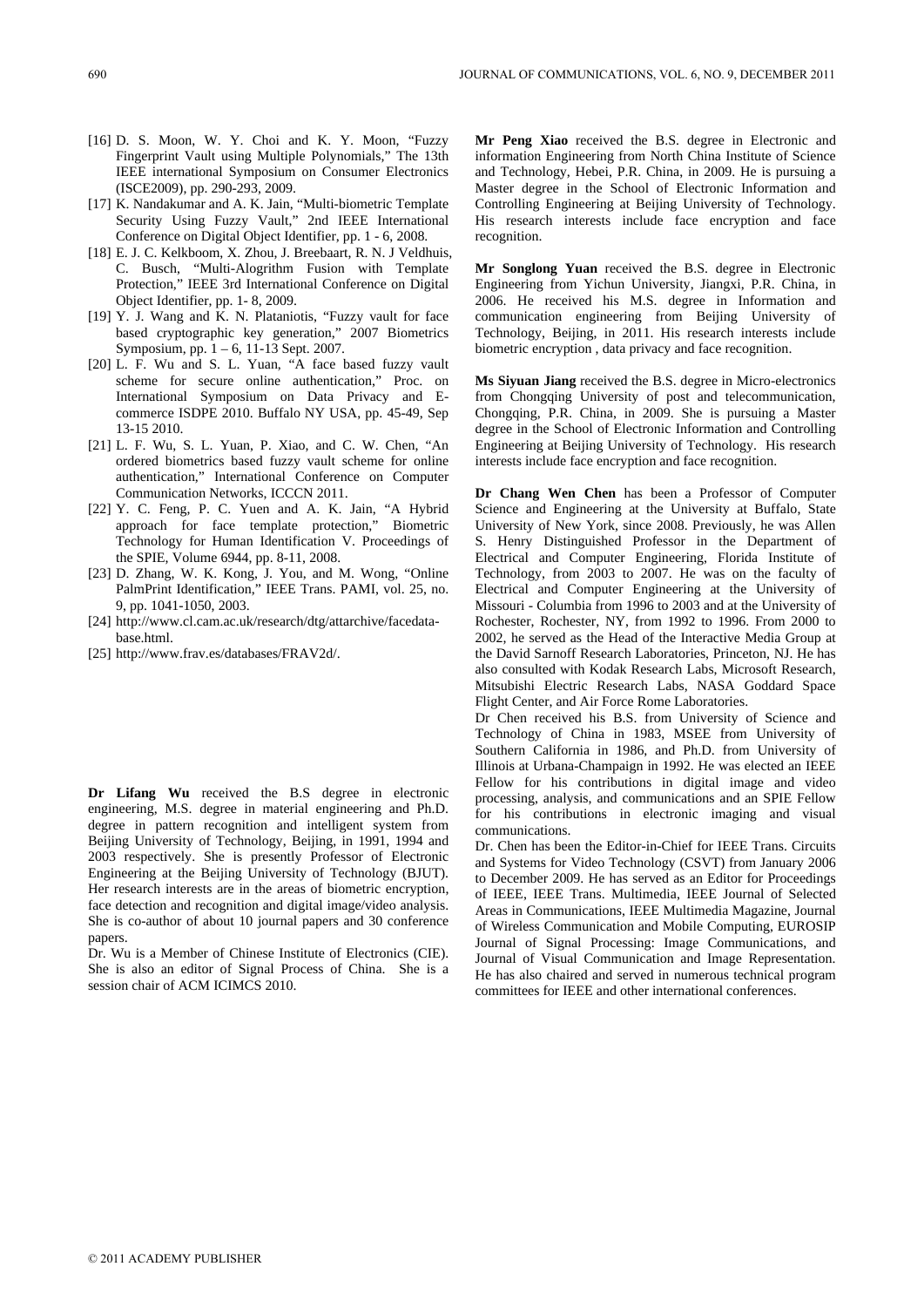[16] D. S. Moon, W. Y. Choi and K. Y. Moon, "Fuzzy Fingerprint Vault using Multiple Polynomials," The 13th IEEE international Symposium on Consumer Electronics (ISCE2009), pp. 290-293, 2009.

[17] K. Nandakumar and A. K. Jain, "Multi-biometric Template Security Using Fuzzy Vault," 2nd IEEE International Conference on Digital Object Identifier, pp. 1 - 6, 2008.

[18] E. J. C. Kelkboom, X. Zhou, J. Breebaart, R. N. J Veldhuis, C. Busch, "Multi-Alogrithm Fusion with Template Protection," IEEE 3rd International Conference on Digital Object Identifier, pp. 1- 8, 2009.

[19] Y. J. Wang and K. N. Plataniotis, "Fuzzy vault for face based cryptographic key generation," 2007 Biometrics Symposium, pp. 1 – 6, 11-13 Sept. 2007.

[20] L. F. Wu and S. L. Yuan, "A face based fuzzy vault scheme for secure online authentication," Proc. on International Symposium on Data Privacy and E-commerce ISDPE 2010. Buffalo NY USA, pp. 45-49, Sep 13-15 2010.

[21] L. F. Wu, S. L. Yuan, P. Xiao, and C. W. Chen, "An ordered biometrics based fuzzy vault scheme for online authentication," International Conference on Computer Communication Networks, ICCCN 2011.

[22] Y. C. Feng, P. C. Yuen and A. K. Jain, "A Hybrid approach for face template protection," Biometric Technology for Human Identification V. Proceedings of the SPIE, Volume 6944, pp. 8-11, 2008.

[23] D. Zhang, W. K. Kong, J. You, and M. Wong, "Online PalmPrint Identification," IEEE Trans. PAMI, vol. 25, no. 9, pp. 1041-1050, 2003.

[24] http://www.cl.cam.ac.uk/research/dtg/attarchive/facedata-base.html.

[25] http://www.frav.es/databases/FRAV2d/.

**Dr Lifang Wu** received the B.S degree in electronic engineering, M.S. degree in material engineering and Ph.D. degree in pattern recognition and intelligent system from Beijing University of Technology, Beijing, in 1991, 1994 and 2003 respectively. She is presently Professor of Electronic Engineering at the Beijing University of Technology (BJUT). Her research interests are in the areas of biometric encryption, face detection and recognition and digital image/video analysis. She is co-author of about 10 journal papers and 30 conference papers.

Dr. Wu is a Member of Chinese Institute of Electronics (CIE). She is also an editor of Signal Process of China. She is a session chair of ACM ICIMCS 2010.

**Mr Peng Xiao** received the B.S. degree in Electronic and information Engineering from North China Institute of Science and Technology, Hebei, P.R. China, in 2009. He is pursuing a Master degree in the School of Electronic Information and Controlling Engineering at Beijing University of Technology. His research interests include face encryption and face recognition.

**Mr Songlong Yuan** received the B.S. degree in Electronic Engineering from Yichun University, Jiangxi, P.R. China, in 2006. He received his M.S. degree in Information and communication engineering from Beijing University of Technology, Beijing, in 2011. His research interests include biometric encryption , data privacy and face recognition.

**Ms Siyuan Jiang** received the B.S. degree in Micro-electronics from Chongqing University of post and telecommunication, Chongqing, P.R. China, in 2009. She is pursuing a Master degree in the School of Electronic Information and Controlling Engineering at Beijing University of Technology. His research interests include face encryption and face recognition.

**Dr Chang Wen Chen** has been a Professor of Computer Science and Engineering at the University at Buffalo, State University of New York, since 2008. Previously, he was Allen S. Henry Distinguished Professor in the Department of Electrical and Computer Engineering, Florida Institute of Technology, from 2003 to 2007. He was on the faculty of Electrical and Computer Engineering at the University of Missouri - Columbia from 1996 to 2003 and at the University of Rochester, Rochester, NY, from 1992 to 1996. From 2000 to 2002, he served as the Head of the Interactive Media Group at the David Sarnoff Research Laboratories, Princeton, NJ. He has also consulted with Kodak Research Labs, Microsoft Research, Mitsubishi Electric Research Labs, NASA Goddard Space Flight Center, and Air Force Rome Laboratories.

Dr Chen received his B.S. from University of Science and Technology of China in 1983, MSEE from University of Southern California in 1986, and Ph.D. from University of Illinois at Urbana-Champaign in 1992. He was elected an IEEE Fellow for his contributions in digital image and video processing, analysis, and communications and an SPIE Fellow for his contributions in electronic imaging and visual communications.

Dr. Chen has been the Editor-in-Chief for IEEE Trans. Circuits and Systems for Video Technology (CSVT) from January 2006 to December 2009. He has served as an Editor for Proceedings of IEEE, IEEE Trans. Multimedia, IEEE Journal of Selected Areas in Communications, IEEE Multimedia Magazine, Journal of Wireless Communication and Mobile Computing, EUROSIP Journal of Signal Processing: Image Communications, and Journal of Visual Communication and Image Representation. He has also chaired and served in numerous technical program committees for IEEE and other international conferences.